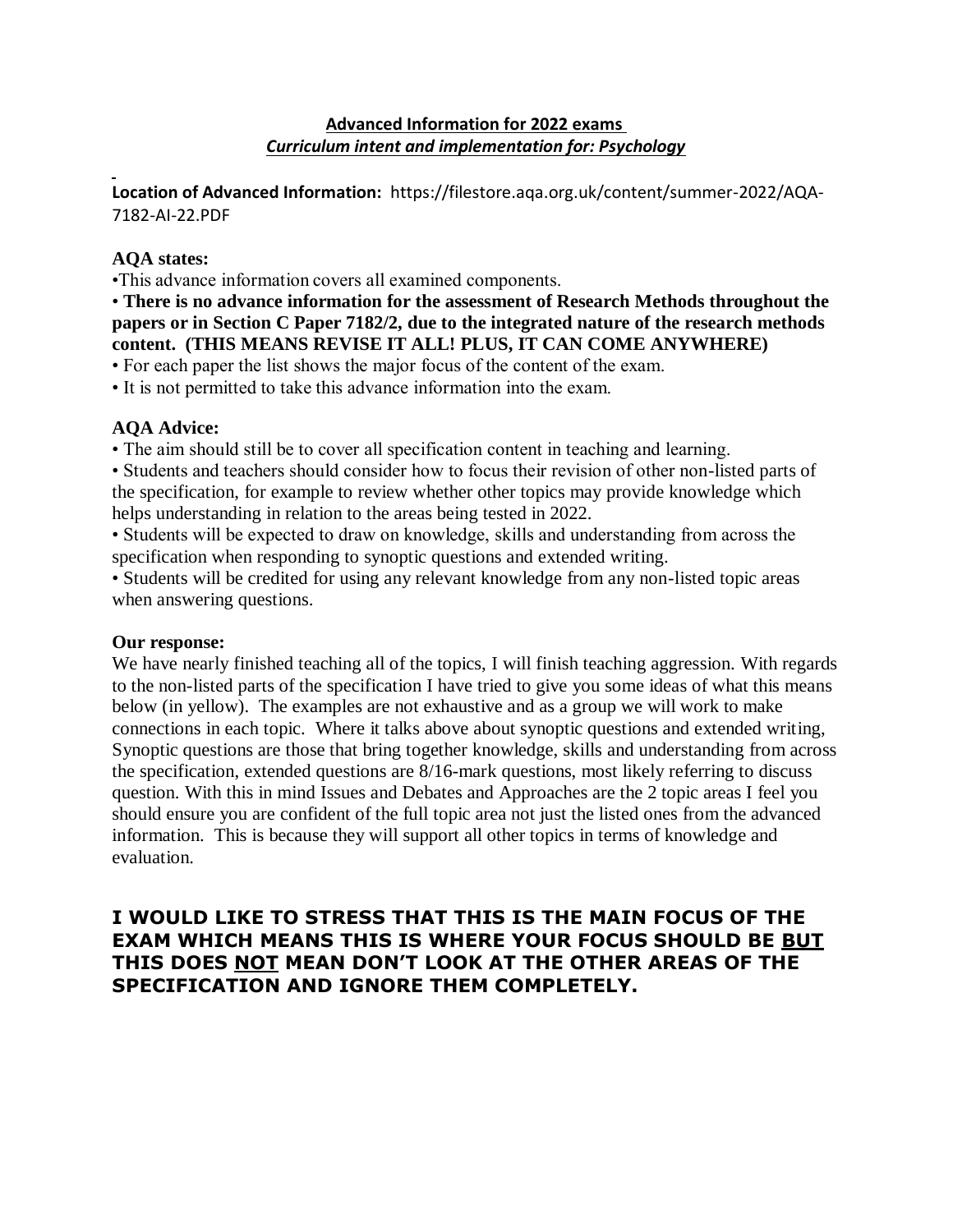**Advanced Information for 2022 exams**
***Curriculum intent and implementation for: Psychology***

**Location of Advanced Information:** https://filestore.aqa.org.uk/content/summer-2022/AQA-7182-AI-22.PDF

**AQA states:**

•This advance information covers all examined components.

• **There is no advance information for the assessment of Research Methods throughout the papers or in Section C Paper 7182/2, due to the integrated nature of the research methods content. (THIS MEANS REVISE IT ALL! PLUS, IT CAN COME ANYWHERE)**

• For each paper the list shows the major focus of the content of the exam.

• It is not permitted to take this advance information into the exam.

**AQA Advice:**

• The aim should still be to cover all specification content in teaching and learning.

• Students and teachers should consider how to focus their revision of other non-listed parts of the specification, for example to review whether other topics may provide knowledge which helps understanding in relation to the areas being tested in 2022.

• Students will be expected to draw on knowledge, skills and understanding from across the specification when responding to synoptic questions and extended writing.

• Students will be credited for using any relevant knowledge from any non-listed topic areas when answering questions.

**Our response:**

We have nearly finished teaching all of the topics, I will finish teaching aggression. With regards to the non-listed parts of the specification I have tried to give you some ideas of what this means below (in yellow). The examples are not exhaustive and as a group we will work to make connections in each topic. Where it talks above about synoptic questions and extended writing, Synoptic questions are those that bring together knowledge, skills and understanding from across the specification, extended questions are 8/16-mark questions, most likely referring to discuss question. With this in mind Issues and Debates and Approaches are the 2 topic areas I feel you should ensure you are confident of the full topic area not just the listed ones from the advanced information. This is because they will support all other topics in terms of knowledge and evaluation.

**I WOULD LIKE TO STRESS THAT THIS IS THE MAIN FOCUS OF THE EXAM WHICH MEANS THIS IS WHERE YOUR FOCUS SHOULD BE <u>BUT</u> THIS DOES <u>NOT</u> MEAN DON'T LOOK AT THE OTHER AREAS OF THE SPECIFICATION AND IGNORE THEM COMPLETELY.**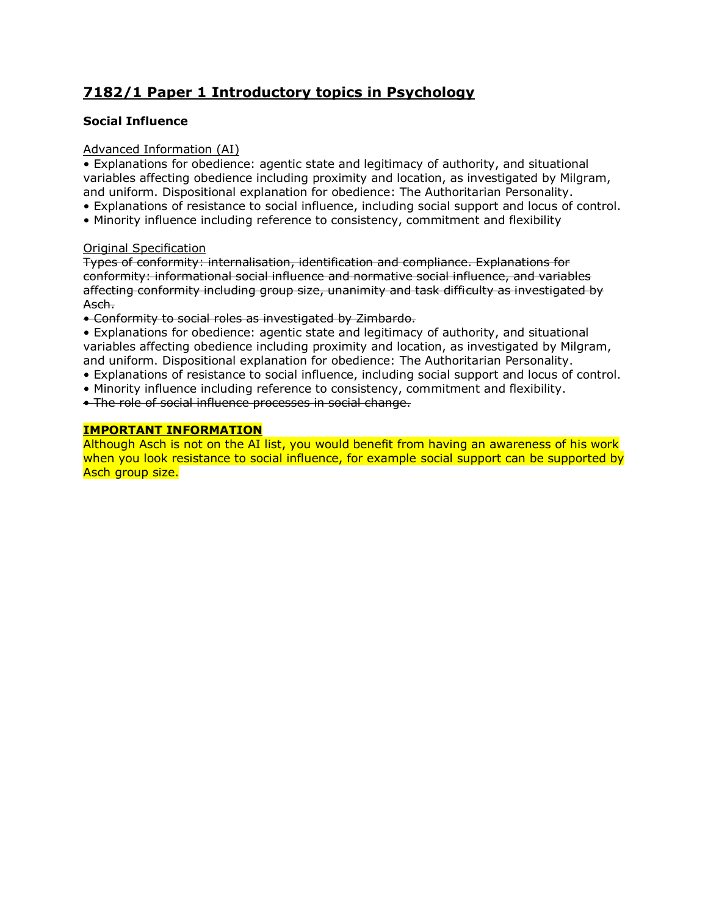## 7182/1 Paper 1 Introductory topics in Psychology

### Social Influence

Advanced Information (AI)

- Explanations for obedience: agentic state and legitimacy of authority, and situational variables affecting obedience including proximity and location, as investigated by Milgram, and uniform. Dispositional explanation for obedience: The Authoritarian Personality.
- Explanations of resistance to social influence, including social support and locus of control.
- Minority influence including reference to consistency, commitment and flexibility

Original Specification

~~Types of conformity: internalisation, identification and compliance. Explanations for conformity: informational social influence and normative social influence, and variables affecting conformity including group size, unanimity and task difficulty as investigated by Asch.~~

- ~~Conformity to social roles as investigated by Zimbardo.~~
- Explanations for obedience: agentic state and legitimacy of authority, and situational variables affecting obedience including proximity and location, as investigated by Milgram, and uniform. Dispositional explanation for obedience: The Authoritarian Personality.
- Explanations of resistance to social influence, including social support and locus of control.
- Minority influence including reference to consistency, commitment and flexibility.
- ~~The role of social influence processes in social change.~~

**IMPORTANT INFORMATION**

Although Asch is not on the AI list, you would benefit from having an awareness of his work when you look resistance to social influence, for example social support can be supported by Asch group size.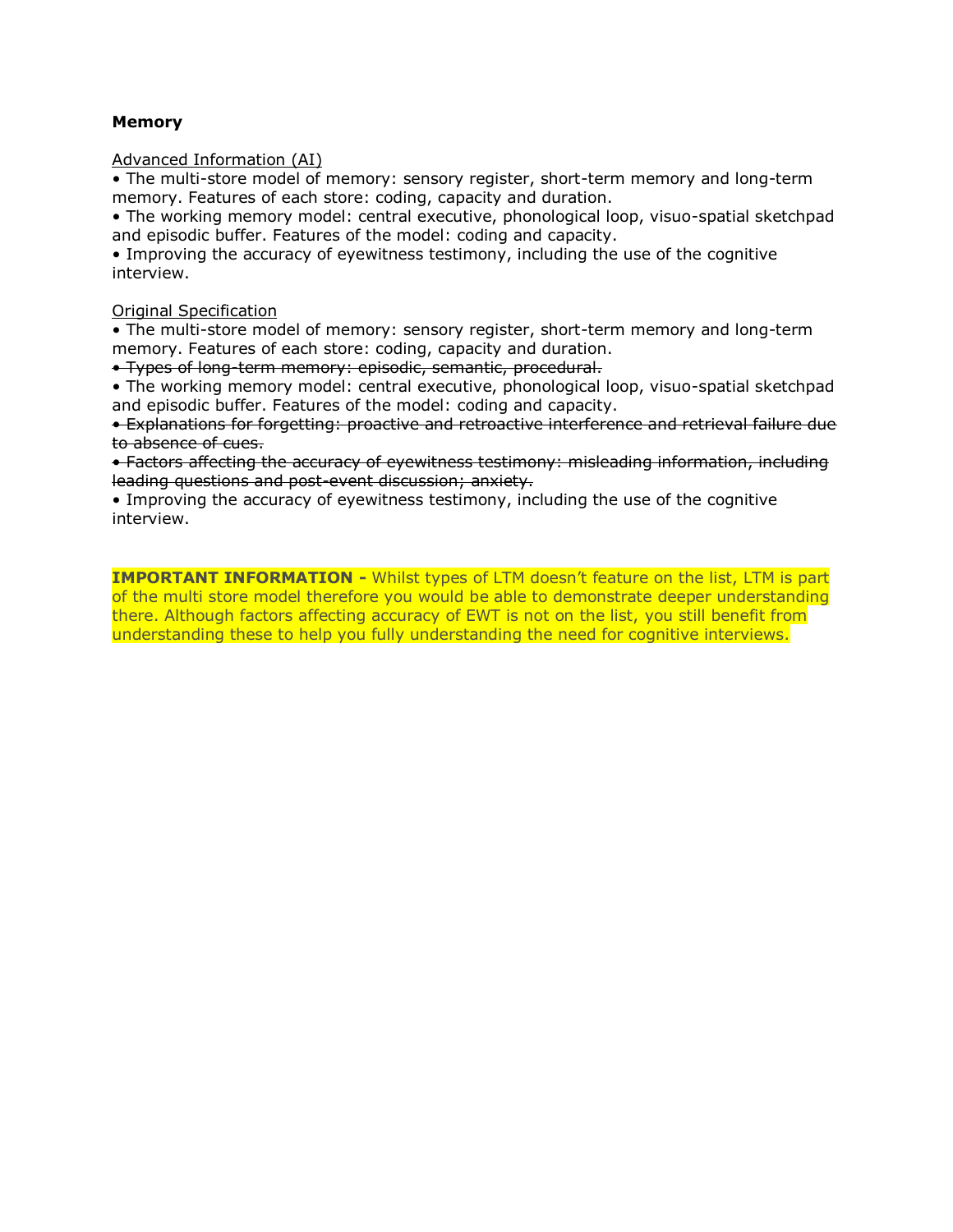**Memory**

<u>Advanced Information (AI)</u>

- The multi-store model of memory: sensory register, short-term memory and long-term memory. Features of each store: coding, capacity and duration.
- The working memory model: central executive, phonological loop, visuo-spatial sketchpad and episodic buffer. Features of the model: coding and capacity.
- Improving the accuracy of eyewitness testimony, including the use of the cognitive interview.

<u>Original Specification</u>

- The multi-store model of memory: sensory register, short-term memory and long-term memory. Features of each store: coding, capacity and duration.
- ~~Types of long-term memory: episodic, semantic, procedural.~~
- The working memory model: central executive, phonological loop, visuo-spatial sketchpad and episodic buffer. Features of the model: coding and capacity.
- ~~Explanations for forgetting: proactive and retroactive interference and retrieval failure due to absence of cues.~~
- ~~Factors affecting the accuracy of eyewitness testimony: misleading information, including leading questions and post-event discussion; anxiety.~~
- Improving the accuracy of eyewitness testimony, including the use of the cognitive interview.

**IMPORTANT INFORMATION -** Whilst types of LTM doesn't feature on the list, LTM is part of the multi store model therefore you would be able to demonstrate deeper understanding there. Although factors affecting accuracy of EWT is not on the list, you still benefit from understanding these to help you fully understanding the need for cognitive interviews.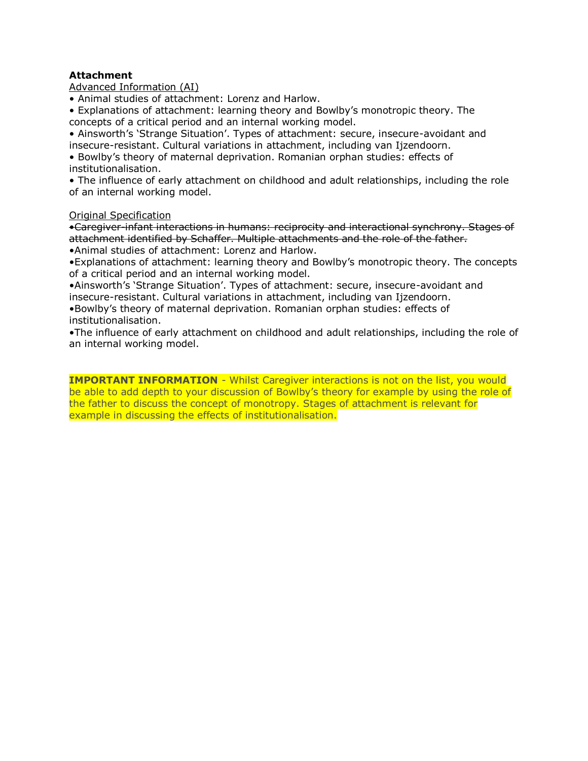**Attachment**

Advanced Information (AI)

- Animal studies of attachment: Lorenz and Harlow.
- Explanations of attachment: learning theory and Bowlby's monotropic theory. The concepts of a critical period and an internal working model.
- Ainsworth's 'Strange Situation'. Types of attachment: secure, insecure-avoidant and insecure-resistant. Cultural variations in attachment, including van Ijzendoorn.
- Bowlby's theory of maternal deprivation. Romanian orphan studies: effects of institutionalisation.
- The influence of early attachment on childhood and adult relationships, including the role of an internal working model.

Original Specification

- ~~Caregiver-infant interactions in humans: reciprocity and interactional synchrony. Stages of attachment identified by Schaffer. Multiple attachments and the role of the father.~~
- Animal studies of attachment: Lorenz and Harlow.
- Explanations of attachment: learning theory and Bowlby's monotropic theory. The concepts of a critical period and an internal working model.
- Ainsworth's 'Strange Situation'. Types of attachment: secure, insecure-avoidant and insecure-resistant. Cultural variations in attachment, including van Ijzendoorn.
- Bowlby's theory of maternal deprivation. Romanian orphan studies: effects of institutionalisation.
- The influence of early attachment on childhood and adult relationships, including the role of an internal working model.

**IMPORTANT INFORMATION** - Whilst Caregiver interactions is not on the list, you would be able to add depth to your discussion of Bowlby's theory for example by using the role of the father to discuss the concept of monotropy. Stages of attachment is relevant for example in discussing the effects of institutionalisation.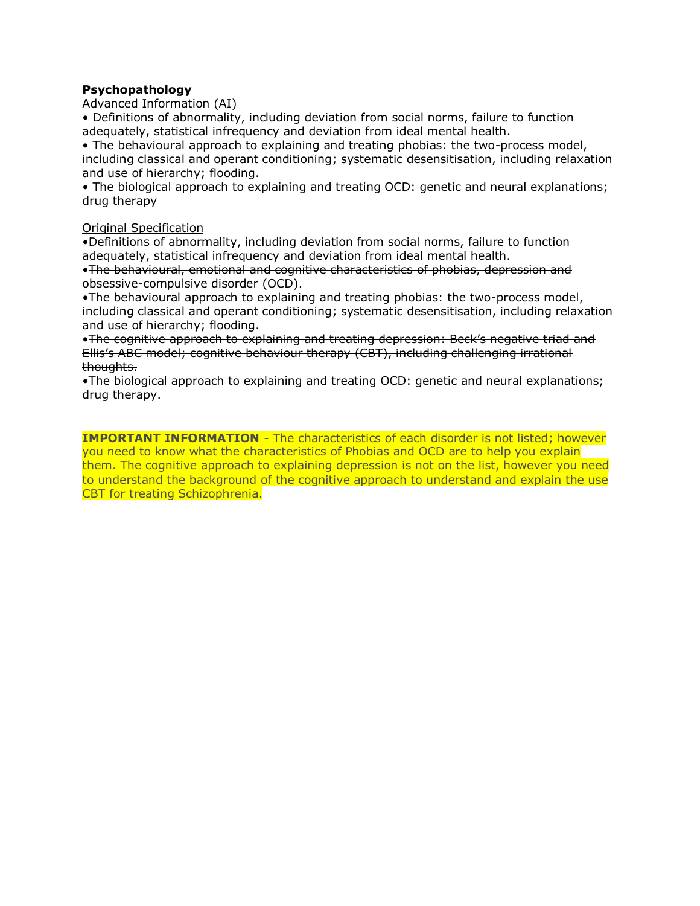**Psychopathology**

<u>Advanced Information (AI)</u>

- Definitions of abnormality, including deviation from social norms, failure to function adequately, statistical infrequency and deviation from ideal mental health.
- The behavioural approach to explaining and treating phobias: the two-process model, including classical and operant conditioning; systematic desensitisation, including relaxation and use of hierarchy; flooding.
- The biological approach to explaining and treating OCD: genetic and neural explanations; drug therapy

<u>Original Specification</u>

- Definitions of abnormality, including deviation from social norms, failure to function adequately, statistical infrequency and deviation from ideal mental health.
- ~~The behavioural, emotional and cognitive characteristics of phobias, depression and obsessive-compulsive disorder (OCD).~~
- The behavioural approach to explaining and treating phobias: the two-process model, including classical and operant conditioning; systematic desensitisation, including relaxation and use of hierarchy; flooding.
- ~~The cognitive approach to explaining and treating depression: Beck's negative triad and Ellis's ABC model; cognitive behaviour therapy (CBT), including challenging irrational thoughts.~~
- The biological approach to explaining and treating OCD: genetic and neural explanations; drug therapy.

**IMPORTANT INFORMATION** - The characteristics of each disorder is not listed; however you need to know what the characteristics of Phobias and OCD are to help you explain them. The cognitive approach to explaining depression is not on the list, however you need to understand the background of the cognitive approach to understand and explain the use CBT for treating Schizophrenia.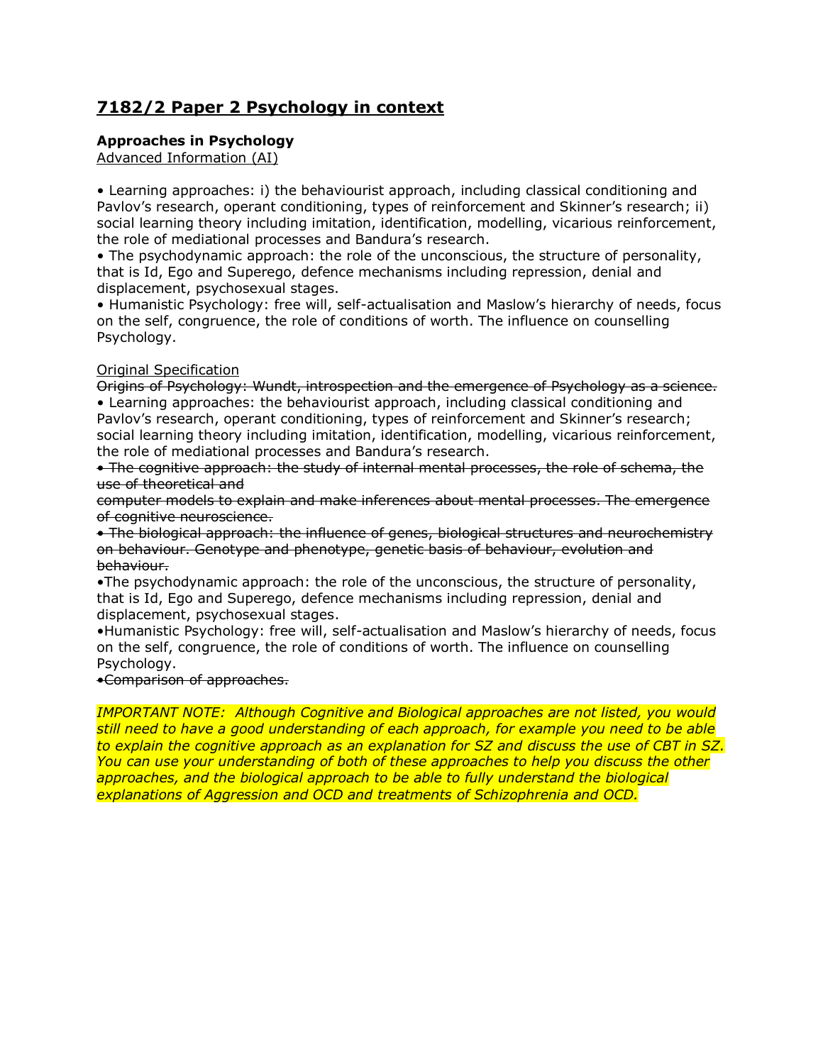## 7182/2 Paper 2 Psychology in context

**Approaches in Psychology**

Advanced Information (AI)

- Learning approaches: i) the behaviourist approach, including classical conditioning and Pavlov's research, operant conditioning, types of reinforcement and Skinner's research; ii) social learning theory including imitation, identification, modelling, vicarious reinforcement, the role of mediational processes and Bandura's research.
- The psychodynamic approach: the role of the unconscious, the structure of personality, that is Id, Ego and Superego, defence mechanisms including repression, denial and displacement, psychosexual stages.
- Humanistic Psychology: free will, self-actualisation and Maslow's hierarchy of needs, focus on the self, congruence, the role of conditions of worth. The influence on counselling Psychology.

Original Specification

~~Origins of Psychology: Wundt, introspection and the emergence of Psychology as a science.~~

- Learning approaches: the behaviourist approach, including classical conditioning and Pavlov's research, operant conditioning, types of reinforcement and Skinner's research; social learning theory including imitation, identification, modelling, vicarious reinforcement, the role of mediational processes and Bandura's research.
- ~~The cognitive approach: the study of internal mental processes, the role of schema, the use of theoretical and computer models to explain and make inferences about mental processes. The emergence of cognitive neuroscience.~~
- ~~The biological approach: the influence of genes, biological structures and neurochemistry on behaviour. Genotype and phenotype, genetic basis of behaviour, evolution and behaviour.~~
- The psychodynamic approach: the role of the unconscious, the structure of personality, that is Id, Ego and Superego, defence mechanisms including repression, denial and displacement, psychosexual stages.
- Humanistic Psychology: free will, self-actualisation and Maslow's hierarchy of needs, focus on the self, congruence, the role of conditions of worth. The influence on counselling Psychology.
- ~~Comparison of approaches.~~

*IMPORTANT NOTE: Although Cognitive and Biological approaches are not listed, you would still need to have a good understanding of each approach, for example you need to be able to explain the cognitive approach as an explanation for SZ and discuss the use of CBT in SZ. You can use your understanding of both of these approaches to help you discuss the other approaches, and the biological approach to be able to fully understand the biological explanations of Aggression and OCD and treatments of Schizophrenia and OCD.*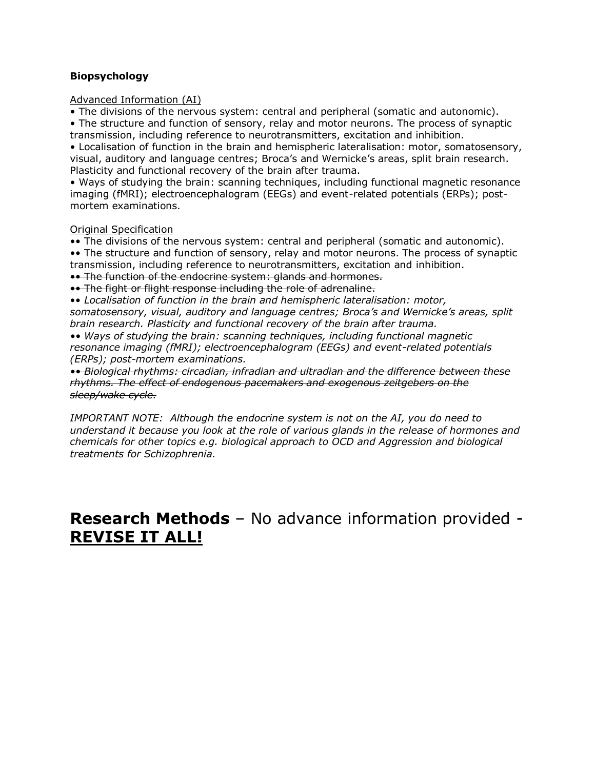**Biopsychology**

<u>Advanced Information (AI)</u>

- The divisions of the nervous system: central and peripheral (somatic and autonomic).
- The structure and function of sensory, relay and motor neurons. The process of synaptic transmission, including reference to neurotransmitters, excitation and inhibition.
- Localisation of function in the brain and hemispheric lateralisation: motor, somatosensory, visual, auditory and language centres; Broca's and Wernicke's areas, split brain research. Plasticity and functional recovery of the brain after trauma.
- Ways of studying the brain: scanning techniques, including functional magnetic resonance imaging (fMRI); electroencephalogram (EEGs) and event-related potentials (ERPs); post-mortem examinations.

<u>Original Specification</u>

•• The divisions of the nervous system: central and peripheral (somatic and autonomic).

•• The structure and function of sensory, relay and motor neurons. The process of synaptic transmission, including reference to neurotransmitters, excitation and inhibition.

~~•• The function of the endocrine system: glands and hormones.~~

~~•• The fight or flight response including the role of adrenaline.~~

•• *Localisation of function in the brain and hemispheric lateralisation: motor, somatosensory, visual, auditory and language centres; Broca's and Wernicke's areas, split brain research. Plasticity and functional recovery of the brain after trauma.*

•• *Ways of studying the brain: scanning techniques, including functional magnetic resonance imaging (fMRI); electroencephalogram (EEGs) and event-related potentials (ERPs); post-mortem examinations.*

~~*•• Biological rhythms: circadian, infradian and ultradian and the difference between these rhythms. The effect of endogenous pacemakers and exogenous zeitgebers on the sleep/wake cycle.*~~

*IMPORTANT NOTE: Although the endocrine system is not on the AI, you do need to understand it because you look at the role of various glands in the release of hormones and chemicals for other topics e.g. biological approach to OCD and Aggression and biological treatments for Schizophrenia.*

# **Research Methods** – No advance information provided - **<u>REVISE IT ALL!</u>**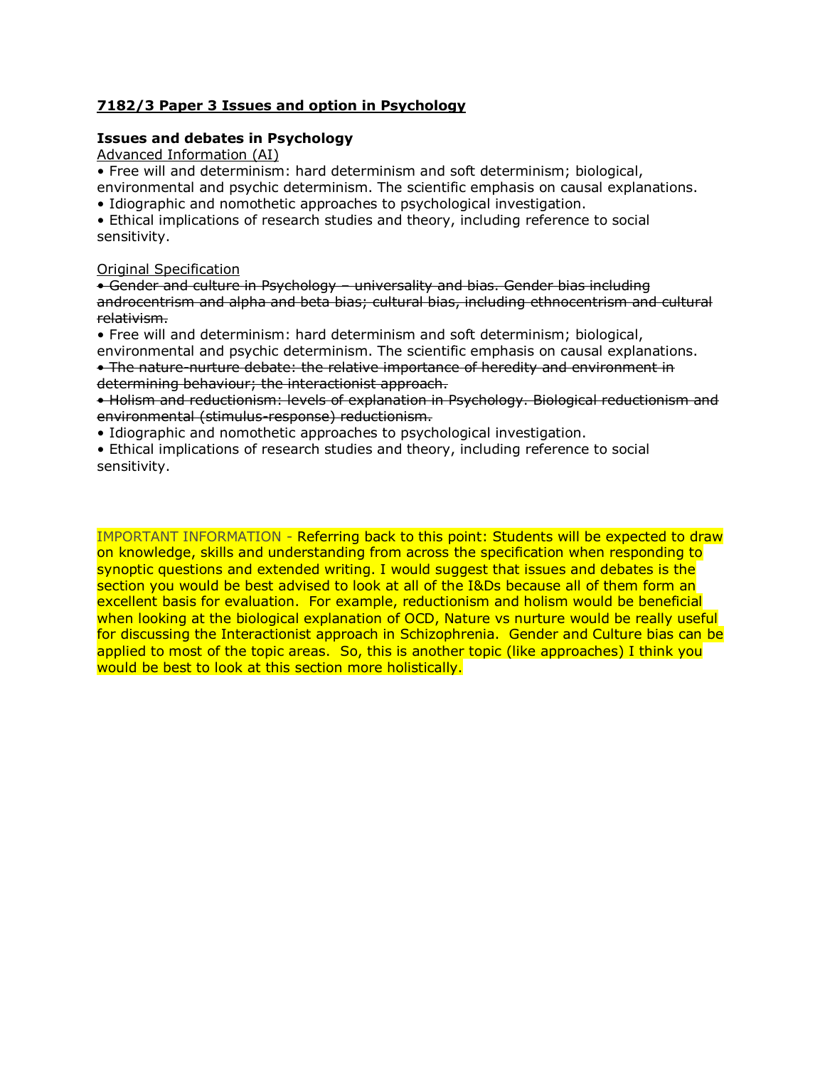## **7182/3 Paper 3 Issues and option in Psychology**

### **Issues and debates in Psychology**

Advanced Information (AI)

- Free will and determinism: hard determinism and soft determinism; biological, environmental and psychic determinism. The scientific emphasis on causal explanations.
- Idiographic and nomothetic approaches to psychological investigation.
- Ethical implications of research studies and theory, including reference to social sensitivity.

Original Specification

- ~~Gender and culture in Psychology – universality and bias. Gender bias including androcentrism and alpha and beta bias; cultural bias, including ethnocentrism and cultural relativism.~~
- Free will and determinism: hard determinism and soft determinism; biological, environmental and psychic determinism. The scientific emphasis on causal explanations.
- ~~The nature-nurture debate: the relative importance of heredity and environment in determining behaviour; the interactionist approach.~~
- ~~Holism and reductionism: levels of explanation in Psychology. Biological reductionism and environmental (stimulus-response) reductionism.~~
- Idiographic and nomothetic approaches to psychological investigation.
- Ethical implications of research studies and theory, including reference to social sensitivity.

IMPORTANT INFORMATION - Referring back to this point: Students will be expected to draw on knowledge, skills and understanding from across the specification when responding to synoptic questions and extended writing. I would suggest that issues and debates is the section you would be best advised to look at all of the I&Ds because all of them form an excellent basis for evaluation. For example, reductionism and holism would be beneficial when looking at the biological explanation of OCD, Nature vs nurture would be really useful for discussing the Interactionist approach in Schizophrenia. Gender and Culture bias can be applied to most of the topic areas. So, this is another topic (like approaches) I think you would be best to look at this section more holistically.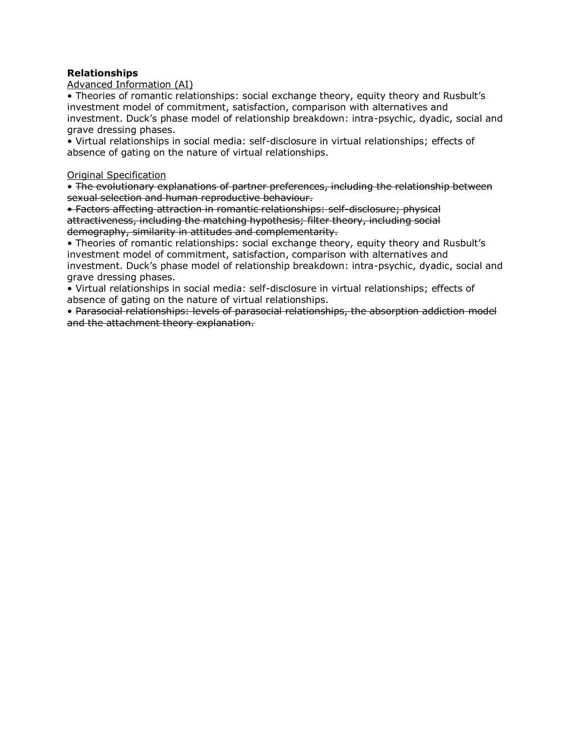**Relationships**

Advanced Information (AI)

- Theories of romantic relationships: social exchange theory, equity theory and Rusbult's investment model of commitment, satisfaction, comparison with alternatives and investment. Duck's phase model of relationship breakdown: intra-psychic, dyadic, social and grave dressing phases.
- Virtual relationships in social media: self-disclosure in virtual relationships; effects of absence of gating on the nature of virtual relationships.

Original Specification

- ~~The evolutionary explanations of partner preferences, including the relationship between sexual selection and human reproductive behaviour.~~
- ~~Factors affecting attraction in romantic relationships: self-disclosure; physical attractiveness, including the matching hypothesis; filter theory, including social demography, similarity in attitudes and complementarity.~~
- Theories of romantic relationships: social exchange theory, equity theory and Rusbult's investment model of commitment, satisfaction, comparison with alternatives and investment. Duck's phase model of relationship breakdown: intra-psychic, dyadic, social and grave dressing phases.
- Virtual relationships in social media: self-disclosure in virtual relationships; effects of absence of gating on the nature of virtual relationships.
- ~~Parasocial relationships: levels of parasocial relationships, the absorption addiction model and the attachment theory explanation.~~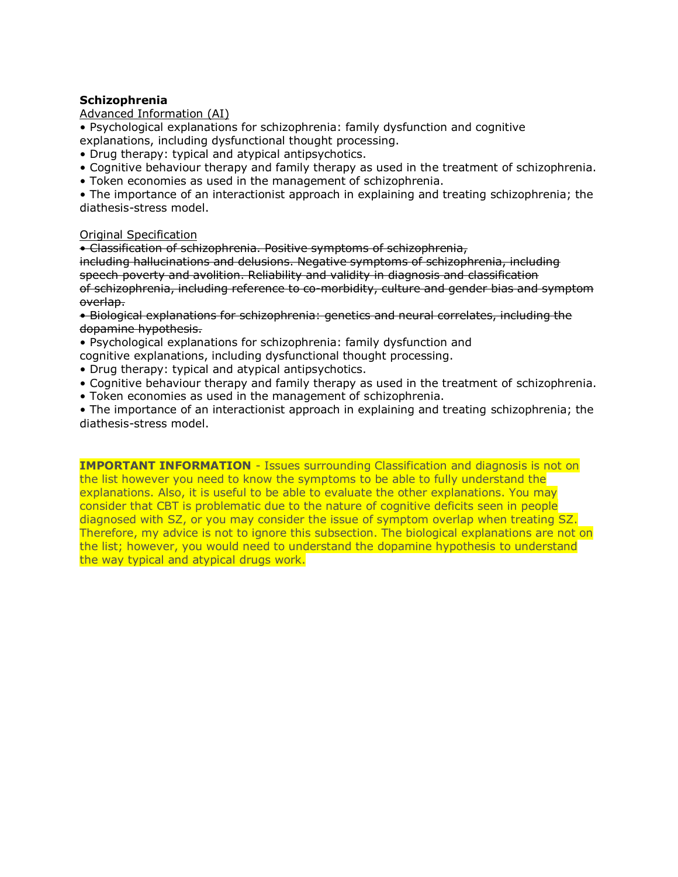**Schizophrenia**

Advanced Information (AI)

- Psychological explanations for schizophrenia: family dysfunction and cognitive explanations, including dysfunctional thought processing.
- Drug therapy: typical and atypical antipsychotics.
- Cognitive behaviour therapy and family therapy as used in the treatment of schizophrenia.
- Token economies as used in the management of schizophrenia.
- The importance of an interactionist approach in explaining and treating schizophrenia; the diathesis-stress model.

Original Specification

- ~~Classification of schizophrenia. Positive symptoms of schizophrenia, including hallucinations and delusions. Negative symptoms of schizophrenia, including speech poverty and avolition. Reliability and validity in diagnosis and classification of schizophrenia, including reference to co-morbidity, culture and gender bias and symptom overlap.~~
- ~~Biological explanations for schizophrenia: genetics and neural correlates, including the dopamine hypothesis.~~
- Psychological explanations for schizophrenia: family dysfunction and cognitive explanations, including dysfunctional thought processing.
- Drug therapy: typical and atypical antipsychotics.
- Cognitive behaviour therapy and family therapy as used in the treatment of schizophrenia.
- Token economies as used in the management of schizophrenia.
- The importance of an interactionist approach in explaining and treating schizophrenia; the diathesis-stress model.

**IMPORTANT INFORMATION** - Issues surrounding Classification and diagnosis is not on the list however you need to know the symptoms to be able to fully understand the explanations. Also, it is useful to be able to evaluate the other explanations. You may consider that CBT is problematic due to the nature of cognitive deficits seen in people diagnosed with SZ, or you may consider the issue of symptom overlap when treating SZ. Therefore, my advice is not to ignore this subsection. The biological explanations are not on the list; however, you would need to understand the dopamine hypothesis to understand the way typical and atypical drugs work.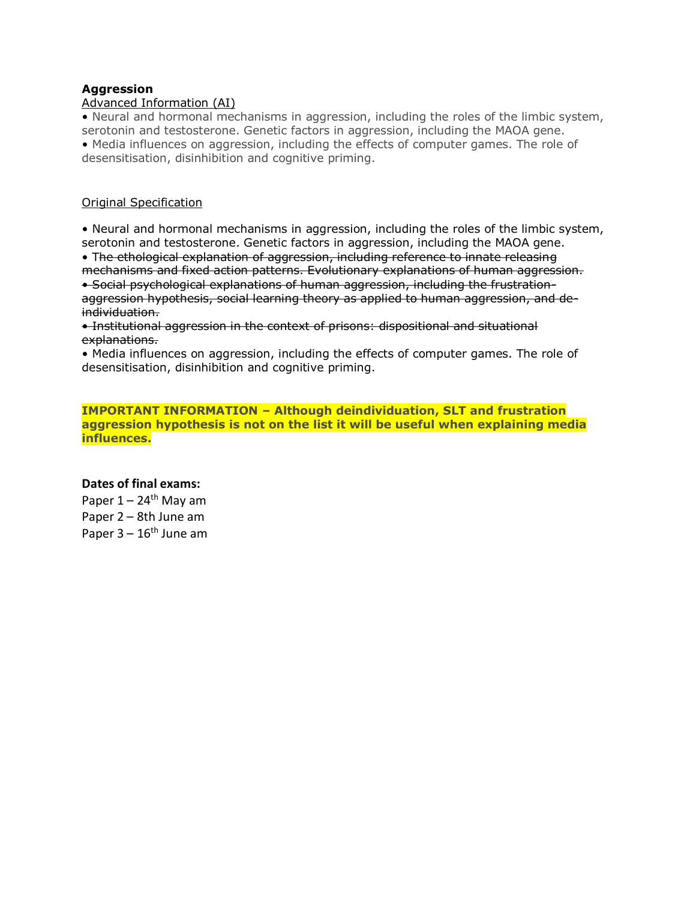**Aggression**

Advanced Information (AI)

- Neural and hormonal mechanisms in aggression, including the roles of the limbic system, serotonin and testosterone. Genetic factors in aggression, including the MAOA gene.
- Media influences on aggression, including the effects of computer games. The role of desensitisation, disinhibition and cognitive priming.

Original Specification

- Neural and hormonal mechanisms in aggression, including the roles of the limbic system, serotonin and testosterone. Genetic factors in aggression, including the MAOA gene.
- ~~The ethological explanation of aggression, including reference to innate releasing mechanisms and fixed action patterns. Evolutionary explanations of human aggression.~~
- ~~Social psychological explanations of human aggression, including the frustration-aggression hypothesis, social learning theory as applied to human aggression, and de-individuation.~~
- ~~Institutional aggression in the context of prisons: dispositional and situational explanations.~~
- Media influences on aggression, including the effects of computer games. The role of desensitisation, disinhibition and cognitive priming.

**IMPORTANT INFORMATION – Although deindividuation, SLT and frustration aggression hypothesis is not on the list it will be useful when explaining media influences.**

**Dates of final exams:**

Paper 1 – 24th May am
Paper 2 – 8th June am
Paper 3 – 16th June am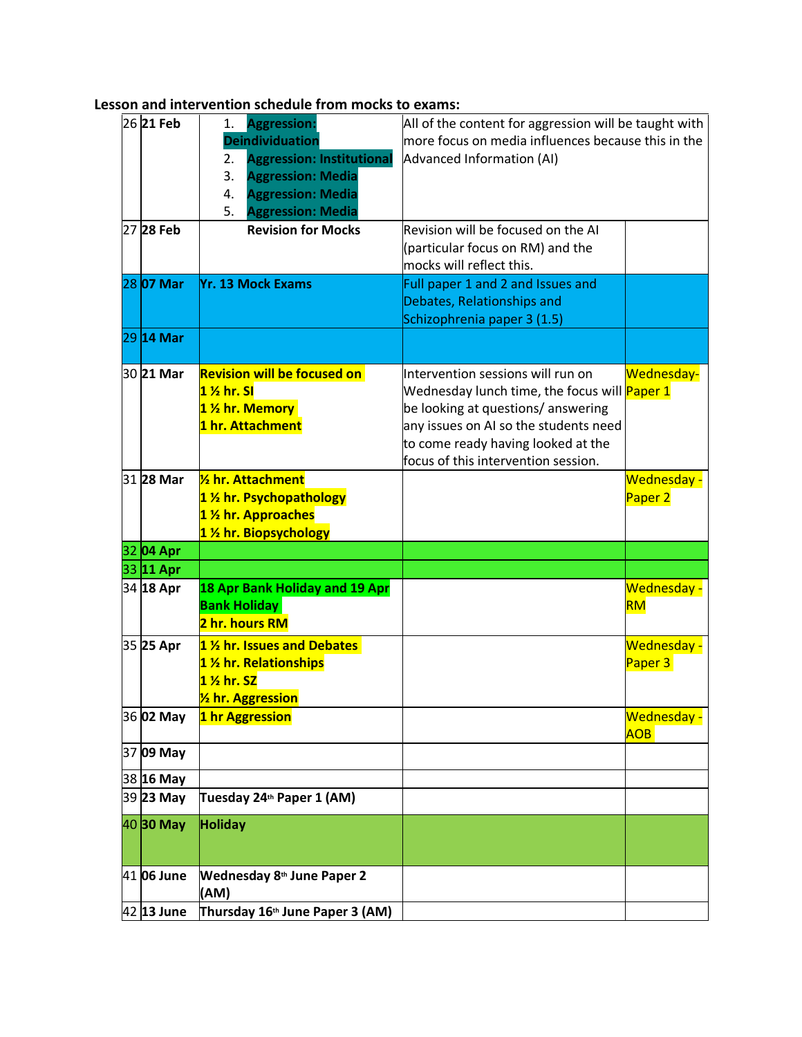**Lesson and intervention schedule from mocks to exams:**

| | | | | |
|---|---|---|---|---|
| 26 | **21 Feb** | 1. **Aggression: Deindividuation**<br>2. **Aggression: Institutional**<br>3. **Aggression: Media**<br>4. **Aggression: Media**<br>5. **Aggression: Media** | All of the content for aggression will be taught with more focus on media influences because this in the Advanced Information (AI) | |
| 27 | **28 Feb** | **Revision for Mocks** | Revision will be focused on the AI (particular focus on RM) and the mocks will reflect this. | |
| 28 | **07 Mar** | **Yr. 13 Mock Exams** | Full paper 1 and 2 and Issues and Debates, Relationships and Schizophrenia paper 3 (1.5) | |
| 29 | **14 Mar** | | | |
| 30 | **21 Mar** | **Revision will be focused on**<br>**1 ½ hr. SI**<br>**1 ½ hr. Memory**<br>**1 hr. Attachment** | Intervention sessions will run on Wednesday lunch time, the focus will be looking at questions/ answering any issues on AI so the students need to come ready having looked at the focus of this intervention session. | Wednesday- Paper 1 |
| 31 | **28 Mar** | **½ hr. Attachment**<br>**1 ½ hr. Psychopathology**<br>**1 ½ hr. Approaches**<br>**1 ½ hr. Biopsychology** | | Wednesday - Paper 2 |
| 32 | **04 Apr** | | | |
| 33 | **11 Apr** | | | |
| 34 | **18 Apr** | **18 Apr Bank Holiday and 19 Apr Bank Holiday**<br>**2 hr. hours RM** | | Wednesday - RM |
| 35 | **25 Apr** | **1 ½ hr. Issues and Debates**<br>**1 ½ hr. Relationships**<br>**1 ½ hr. SZ**<br>**½ hr. Aggression** | | Wednesday - Paper 3 |
| 36 | **02 May** | **1 hr Aggression** | | Wednesday - AOB |
| 37 | **09 May** | | | |
| 38 | **16 May** | | | |
| 39 | **23 May** | **Tuesday 24th Paper 1 (AM)** | | |
| 40 | **30 May** | **Holiday** | | |
| 41 | **06 June** | **Wednesday 8th June Paper 2 (AM)** | | |
| 42 | **13 June** | **Thursday 16th June Paper 3 (AM)** | | |